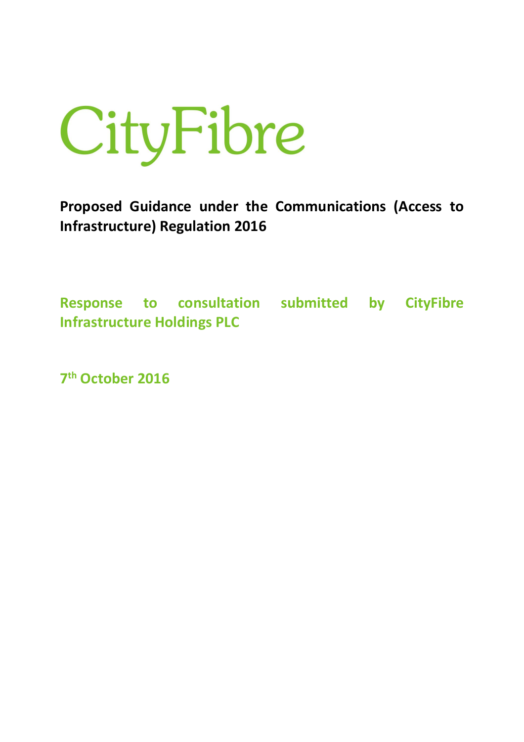# CityFibre

**Proposed Guidance under the Communications (Access to Infrastructure) Regulation 2016**

**Response to consultation submitted by CityFibre Infrastructure Holdings PLC**

**7th October 2016**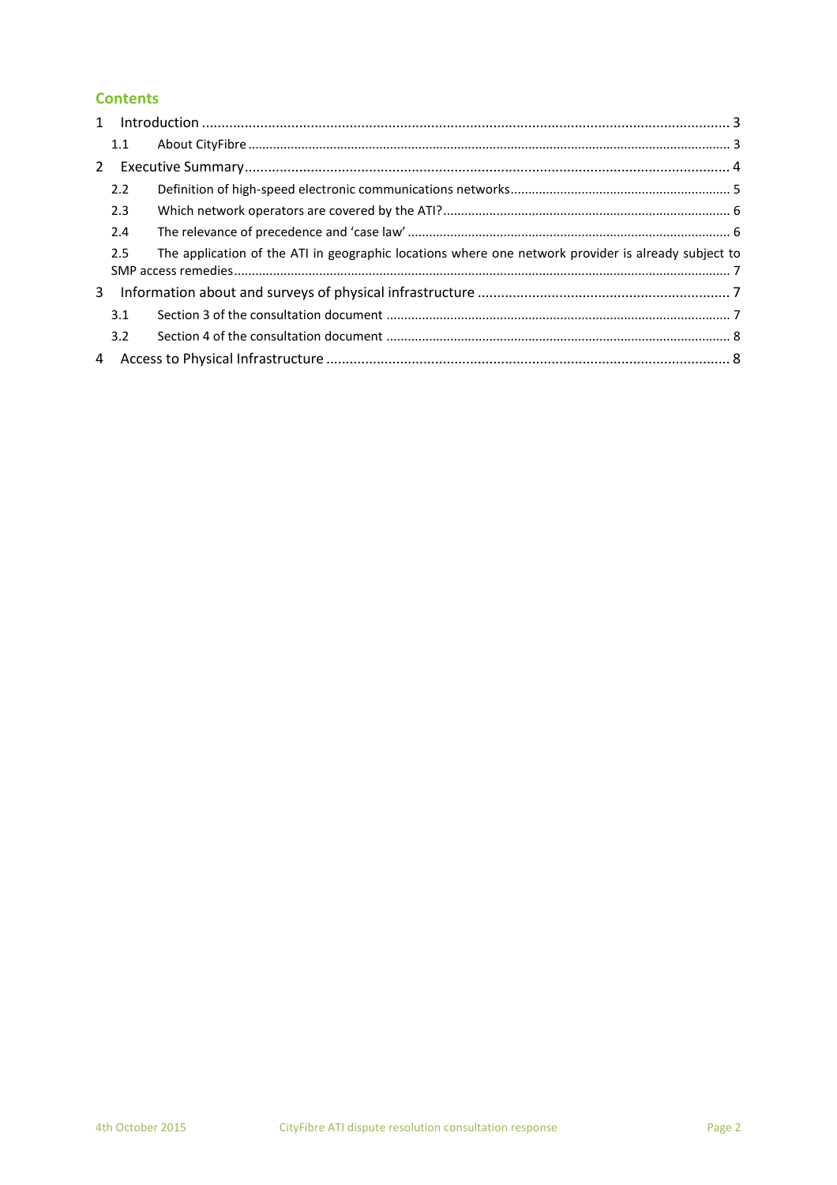## Contents

1 Introduction ........................................................................................................................... 3

1.1 About CityFibre ..................................................................................................................... 3

2 Executive Summary ................................................................................................................. 4

2.2 Definition of high-speed electronic communications networks ............................................. 5

2.3 Which network operators are covered by the ATI? ................................................................ 6

2.4 The relevance of precedence and 'case law' .......................................................................... 6

2.5 The application of the ATI in geographic locations where one network provider is already subject to SMP access remedies ............................................................................................................. 7

3 Information about and surveys of physical infrastructure ........................................................ 7

3.1 Section 3 of the consultation document ................................................................................ 7

3.2 Section 4 of the consultation document ................................................................................ 8

4 Access to Physical Infrastructure ............................................................................................. 8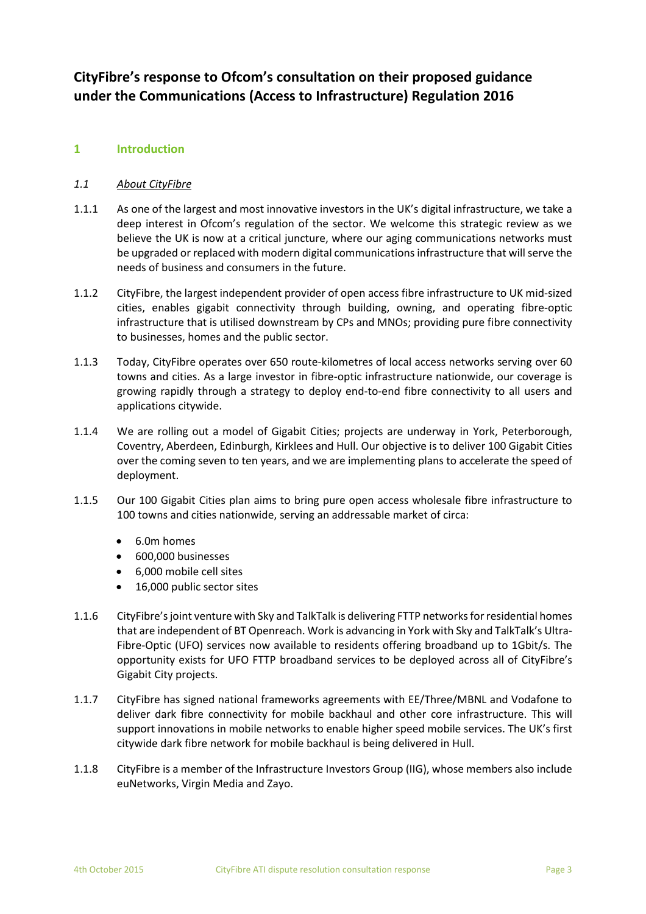# CityFibre's response to Ofcom's consultation on their proposed guidance under the Communications (Access to Infrastructure) Regulation 2016

## 1 Introduction

### *1.1 About CityFibre*

1.1.1 As one of the largest and most innovative investors in the UK's digital infrastructure, we take a deep interest in Ofcom's regulation of the sector. We welcome this strategic review as we believe the UK is now at a critical juncture, where our aging communications networks must be upgraded or replaced with modern digital communications infrastructure that will serve the needs of business and consumers in the future.

1.1.2 CityFibre, the largest independent provider of open access fibre infrastructure to UK mid-sized cities, enables gigabit connectivity through building, owning, and operating fibre-optic infrastructure that is utilised downstream by CPs and MNOs; providing pure fibre connectivity to businesses, homes and the public sector.

1.1.3 Today, CityFibre operates over 650 route-kilometres of local access networks serving over 60 towns and cities. As a large investor in fibre-optic infrastructure nationwide, our coverage is growing rapidly through a strategy to deploy end-to-end fibre connectivity to all users and applications citywide.

1.1.4 We are rolling out a model of Gigabit Cities; projects are underway in York, Peterborough, Coventry, Aberdeen, Edinburgh, Kirklees and Hull. Our objective is to deliver 100 Gigabit Cities over the coming seven to ten years, and we are implementing plans to accelerate the speed of deployment.

1.1.5 Our 100 Gigabit Cities plan aims to bring pure open access wholesale fibre infrastructure to 100 towns and cities nationwide, serving an addressable market of circa:

- 6.0m homes
- 600,000 businesses
- 6,000 mobile cell sites
- 16,000 public sector sites

1.1.6 CityFibre's joint venture with Sky and TalkTalk is delivering FTTP networks for residential homes that are independent of BT Openreach. Work is advancing in York with Sky and TalkTalk's Ultra-Fibre-Optic (UFO) services now available to residents offering broadband up to 1Gbit/s. The opportunity exists for UFO FTTP broadband services to be deployed across all of CityFibre's Gigabit City projects.

1.1.7 CityFibre has signed national frameworks agreements with EE/Three/MBNL and Vodafone to deliver dark fibre connectivity for mobile backhaul and other core infrastructure. This will support innovations in mobile networks to enable higher speed mobile services. The UK's first citywide dark fibre network for mobile backhaul is being delivered in Hull.

1.1.8 CityFibre is a member of the Infrastructure Investors Group (IIG), whose members also include euNetworks, Virgin Media and Zayo.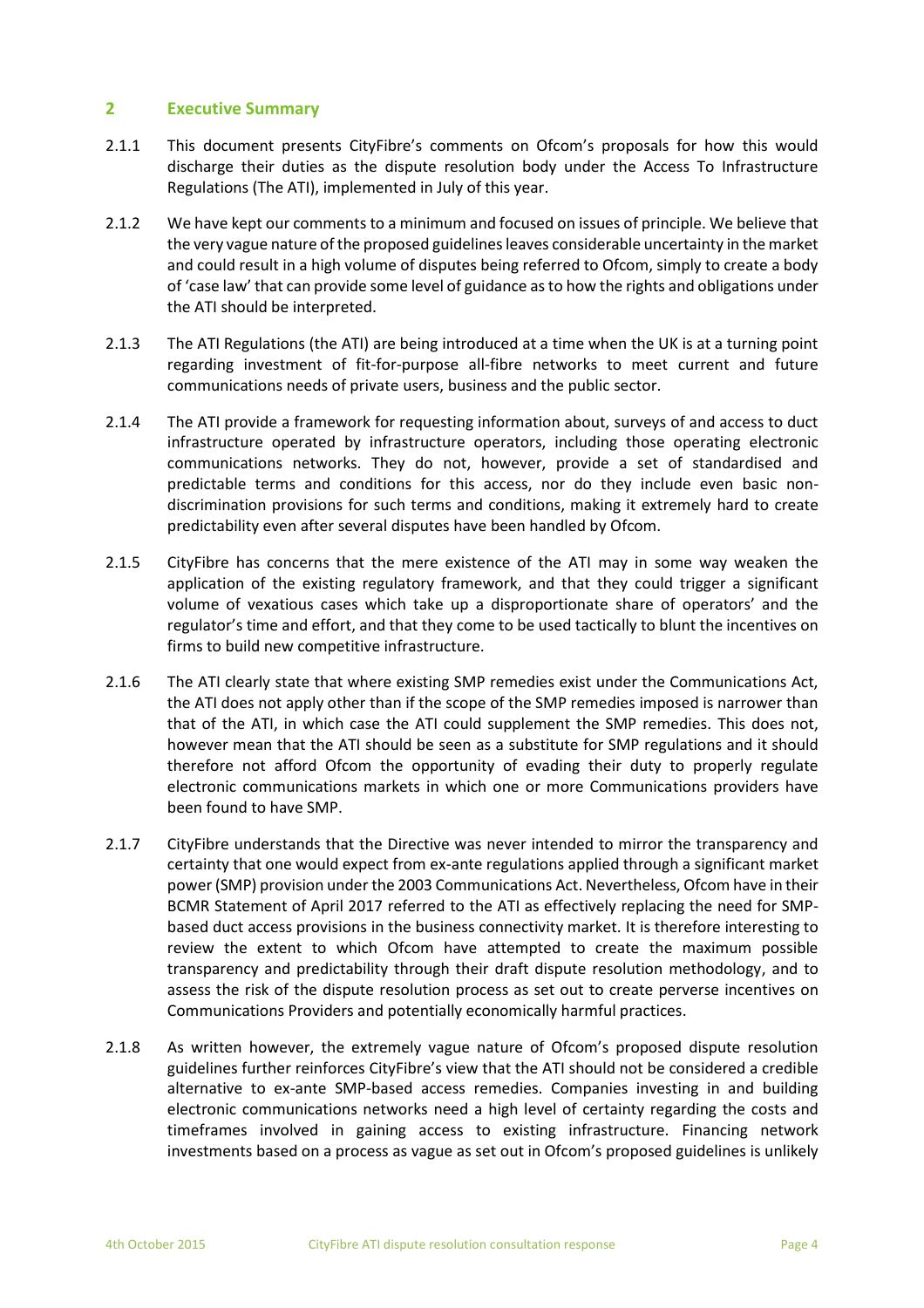## 2 Executive Summary

2.1.1 This document presents CityFibre's comments on Ofcom's proposals for how this would discharge their duties as the dispute resolution body under the Access To Infrastructure Regulations (The ATI), implemented in July of this year.

2.1.2 We have kept our comments to a minimum and focused on issues of principle. We believe that the very vague nature of the proposed guidelines leaves considerable uncertainty in the market and could result in a high volume of disputes being referred to Ofcom, simply to create a body of 'case law' that can provide some level of guidance as to how the rights and obligations under the ATI should be interpreted.

2.1.3 The ATI Regulations (the ATI) are being introduced at a time when the UK is at a turning point regarding investment of fit-for-purpose all-fibre networks to meet current and future communications needs of private users, business and the public sector.

2.1.4 The ATI provide a framework for requesting information about, surveys of and access to duct infrastructure operated by infrastructure operators, including those operating electronic communications networks. They do not, however, provide a set of standardised and predictable terms and conditions for this access, nor do they include even basic non-discrimination provisions for such terms and conditions, making it extremely hard to create predictability even after several disputes have been handled by Ofcom.

2.1.5 CityFibre has concerns that the mere existence of the ATI may in some way weaken the application of the existing regulatory framework, and that they could trigger a significant volume of vexatious cases which take up a disproportionate share of operators' and the regulator's time and effort, and that they come to be used tactically to blunt the incentives on firms to build new competitive infrastructure.

2.1.6 The ATI clearly state that where existing SMP remedies exist under the Communications Act, the ATI does not apply other than if the scope of the SMP remedies imposed is narrower than that of the ATI, in which case the ATI could supplement the SMP remedies. This does not, however mean that the ATI should be seen as a substitute for SMP regulations and it should therefore not afford Ofcom the opportunity of evading their duty to properly regulate electronic communications markets in which one or more Communications providers have been found to have SMP.

2.1.7 CityFibre understands that the Directive was never intended to mirror the transparency and certainty that one would expect from ex-ante regulations applied through a significant market power (SMP) provision under the 2003 Communications Act. Nevertheless, Ofcom have in their BCMR Statement of April 2017 referred to the ATI as effectively replacing the need for SMP-based duct access provisions in the business connectivity market. It is therefore interesting to review the extent to which Ofcom have attempted to create the maximum possible transparency and predictability through their draft dispute resolution methodology, and to assess the risk of the dispute resolution process as set out to create perverse incentives on Communications Providers and potentially economically harmful practices.

2.1.8 As written however, the extremely vague nature of Ofcom's proposed dispute resolution guidelines further reinforces CityFibre's view that the ATI should not be considered a credible alternative to ex-ante SMP-based access remedies. Companies investing in and building electronic communications networks need a high level of certainty regarding the costs and timeframes involved in gaining access to existing infrastructure. Financing network investments based on a process as vague as set out in Ofcom's proposed guidelines is unlikely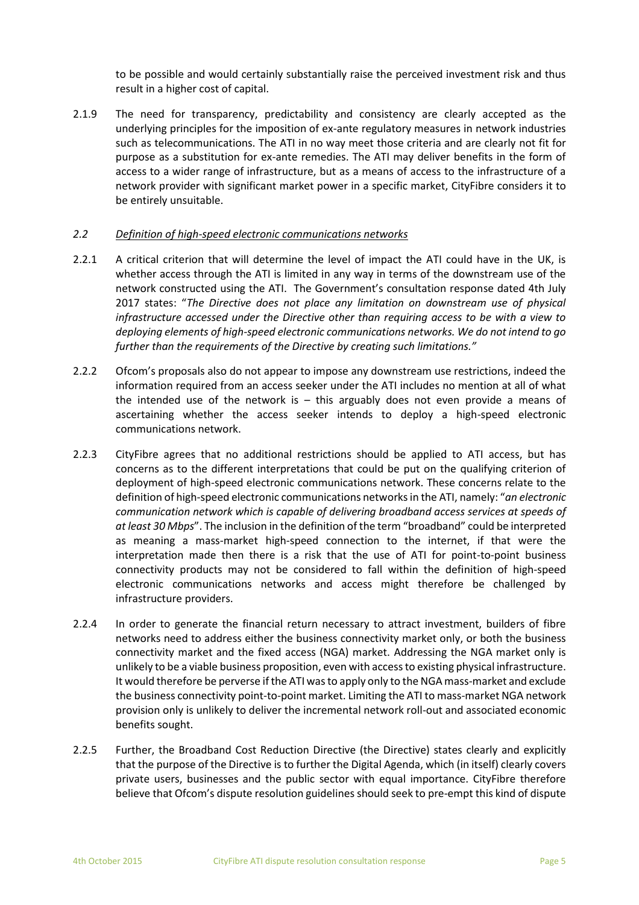to be possible and would certainly substantially raise the perceived investment risk and thus result in a higher cost of capital.

2.1.9 The need for transparency, predictability and consistency are clearly accepted as the underlying principles for the imposition of ex-ante regulatory measures in network industries such as telecommunications. The ATI in no way meet those criteria and are clearly not fit for purpose as a substitution for ex-ante remedies. The ATI may deliver benefits in the form of access to a wider range of infrastructure, but as a means of access to the infrastructure of a network provider with significant market power in a specific market, CityFibre considers it to be entirely unsuitable.

### *2.2 Definition of high-speed electronic communications networks*

2.2.1 A critical criterion that will determine the level of impact the ATI could have in the UK, is whether access through the ATI is limited in any way in terms of the downstream use of the network constructed using the ATI. The Government's consultation response dated 4th July 2017 states: "*The Directive does not place any limitation on downstream use of physical infrastructure accessed under the Directive other than requiring access to be with a view to deploying elements of high-speed electronic communications networks. We do not intend to go further than the requirements of the Directive by creating such limitations.*"

2.2.2 Ofcom's proposals also do not appear to impose any downstream use restrictions, indeed the information required from an access seeker under the ATI includes no mention at all of what the intended use of the network is – this arguably does not even provide a means of ascertaining whether the access seeker intends to deploy a high-speed electronic communications network.

2.2.3 CityFibre agrees that no additional restrictions should be applied to ATI access, but has concerns as to the different interpretations that could be put on the qualifying criterion of deployment of high-speed electronic communications network. These concerns relate to the definition of high-speed electronic communications networks in the ATI, namely: "*an electronic communication network which is capable of delivering broadband access services at speeds of at least 30 Mbps*". The inclusion in the definition of the term "broadband" could be interpreted as meaning a mass-market high-speed connection to the internet, if that were the interpretation made then there is a risk that the use of ATI for point-to-point business connectivity products may not be considered to fall within the definition of high-speed electronic communications networks and access might therefore be challenged by infrastructure providers.

2.2.4 In order to generate the financial return necessary to attract investment, builders of fibre networks need to address either the business connectivity market only, or both the business connectivity market and the fixed access (NGA) market. Addressing the NGA market only is unlikely to be a viable business proposition, even with access to existing physical infrastructure. It would therefore be perverse if the ATI was to apply only to the NGA mass-market and exclude the business connectivity point-to-point market. Limiting the ATI to mass-market NGA network provision only is unlikely to deliver the incremental network roll-out and associated economic benefits sought.

2.2.5 Further, the Broadband Cost Reduction Directive (the Directive) states clearly and explicitly that the purpose of the Directive is to further the Digital Agenda, which (in itself) clearly covers private users, businesses and the public sector with equal importance. CityFibre therefore believe that Ofcom's dispute resolution guidelines should seek to pre-empt this kind of dispute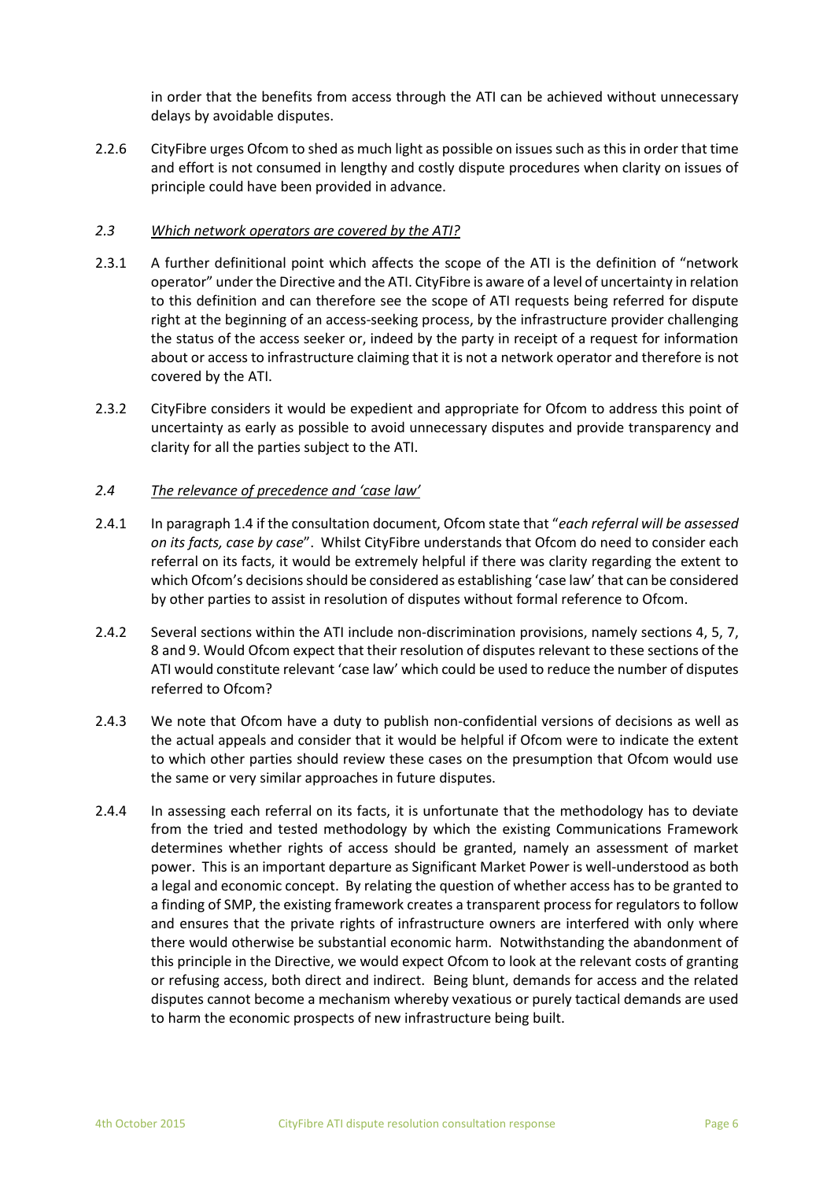in order that the benefits from access through the ATI can be achieved without unnecessary delays by avoidable disputes.

2.2.6 CityFibre urges Ofcom to shed as much light as possible on issues such as this in order that time and effort is not consumed in lengthy and costly dispute procedures when clarity on issues of principle could have been provided in advance.

### *2.3 Which network operators are covered by the ATI?*

2.3.1 A further definitional point which affects the scope of the ATI is the definition of "network operator" under the Directive and the ATI. CityFibre is aware of a level of uncertainty in relation to this definition and can therefore see the scope of ATI requests being referred for dispute right at the beginning of an access-seeking process, by the infrastructure provider challenging the status of the access seeker or, indeed by the party in receipt of a request for information about or access to infrastructure claiming that it is not a network operator and therefore is not covered by the ATI.

2.3.2 CityFibre considers it would be expedient and appropriate for Ofcom to address this point of uncertainty as early as possible to avoid unnecessary disputes and provide transparency and clarity for all the parties subject to the ATI.

### *2.4 The relevance of precedence and 'case law'*

2.4.1 In paragraph 1.4 if the consultation document, Ofcom state that "*each referral will be assessed on its facts, case by case*". Whilst CityFibre understands that Ofcom do need to consider each referral on its facts, it would be extremely helpful if there was clarity regarding the extent to which Ofcom's decisions should be considered as establishing 'case law' that can be considered by other parties to assist in resolution of disputes without formal reference to Ofcom.

2.4.2 Several sections within the ATI include non-discrimination provisions, namely sections 4, 5, 7, 8 and 9. Would Ofcom expect that their resolution of disputes relevant to these sections of the ATI would constitute relevant 'case law' which could be used to reduce the number of disputes referred to Ofcom?

2.4.3 We note that Ofcom have a duty to publish non-confidential versions of decisions as well as the actual appeals and consider that it would be helpful if Ofcom were to indicate the extent to which other parties should review these cases on the presumption that Ofcom would use the same or very similar approaches in future disputes.

2.4.4 In assessing each referral on its facts, it is unfortunate that the methodology has to deviate from the tried and tested methodology by which the existing Communications Framework determines whether rights of access should be granted, namely an assessment of market power. This is an important departure as Significant Market Power is well-understood as both a legal and economic concept. By relating the question of whether access has to be granted to a finding of SMP, the existing framework creates a transparent process for regulators to follow and ensures that the private rights of infrastructure owners are interfered with only where there would otherwise be substantial economic harm. Notwithstanding the abandonment of this principle in the Directive, we would expect Ofcom to look at the relevant costs of granting or refusing access, both direct and indirect. Being blunt, demands for access and the related disputes cannot become a mechanism whereby vexatious or purely tactical demands are used to harm the economic prospects of new infrastructure being built.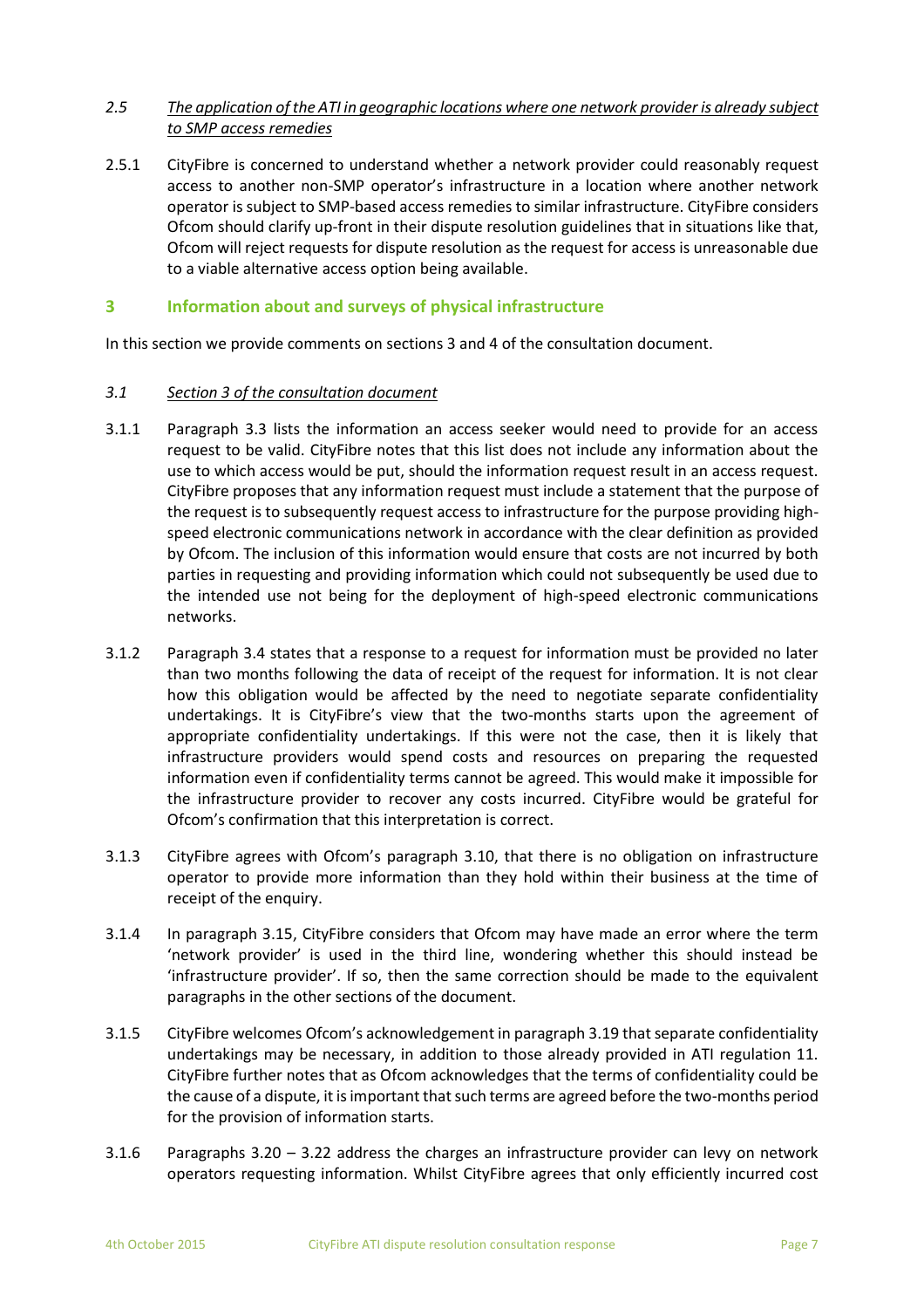*2.5* *<u>The application of the ATI in geographic locations where one network provider is already subject to SMP access remedies</u>*

2.5.1 CityFibre is concerned to understand whether a network provider could reasonably request access to another non-SMP operator's infrastructure in a location where another network operator is subject to SMP-based access remedies to similar infrastructure. CityFibre considers Ofcom should clarify up-front in their dispute resolution guidelines that in situations like that, Ofcom will reject requests for dispute resolution as the request for access is unreasonable due to a viable alternative access option being available.

## 3 Information about and surveys of physical infrastructure

In this section we provide comments on sections 3 and 4 of the consultation document.

*3.1* *<u>Section 3 of the consultation document</u>*

3.1.1 Paragraph 3.3 lists the information an access seeker would need to provide for an access request to be valid. CityFibre notes that this list does not include any information about the use to which access would be put, should the information request result in an access request. CityFibre proposes that any information request must include a statement that the purpose of the request is to subsequently request access to infrastructure for the purpose providing high-speed electronic communications network in accordance with the clear definition as provided by Ofcom. The inclusion of this information would ensure that costs are not incurred by both parties in requesting and providing information which could not subsequently be used due to the intended use not being for the deployment of high-speed electronic communications networks.

3.1.2 Paragraph 3.4 states that a response to a request for information must be provided no later than two months following the data of receipt of the request for information. It is not clear how this obligation would be affected by the need to negotiate separate confidentiality undertakings. It is CityFibre's view that the two-months starts upon the agreement of appropriate confidentiality undertakings. If this were not the case, then it is likely that infrastructure providers would spend costs and resources on preparing the requested information even if confidentiality terms cannot be agreed. This would make it impossible for the infrastructure provider to recover any costs incurred. CityFibre would be grateful for Ofcom's confirmation that this interpretation is correct.

3.1.3 CityFibre agrees with Ofcom's paragraph 3.10, that there is no obligation on infrastructure operator to provide more information than they hold within their business at the time of receipt of the enquiry.

3.1.4 In paragraph 3.15, CityFibre considers that Ofcom may have made an error where the term 'network provider' is used in the third line, wondering whether this should instead be 'infrastructure provider'. If so, then the same correction should be made to the equivalent paragraphs in the other sections of the document.

3.1.5 CityFibre welcomes Ofcom's acknowledgement in paragraph 3.19 that separate confidentiality undertakings may be necessary, in addition to those already provided in ATI regulation 11. CityFibre further notes that as Ofcom acknowledges that the terms of confidentiality could be the cause of a dispute, it is important that such terms are agreed before the two-months period for the provision of information starts.

3.1.6 Paragraphs 3.20 – 3.22 address the charges an infrastructure provider can levy on network operators requesting information. Whilst CityFibre agrees that only efficiently incurred cost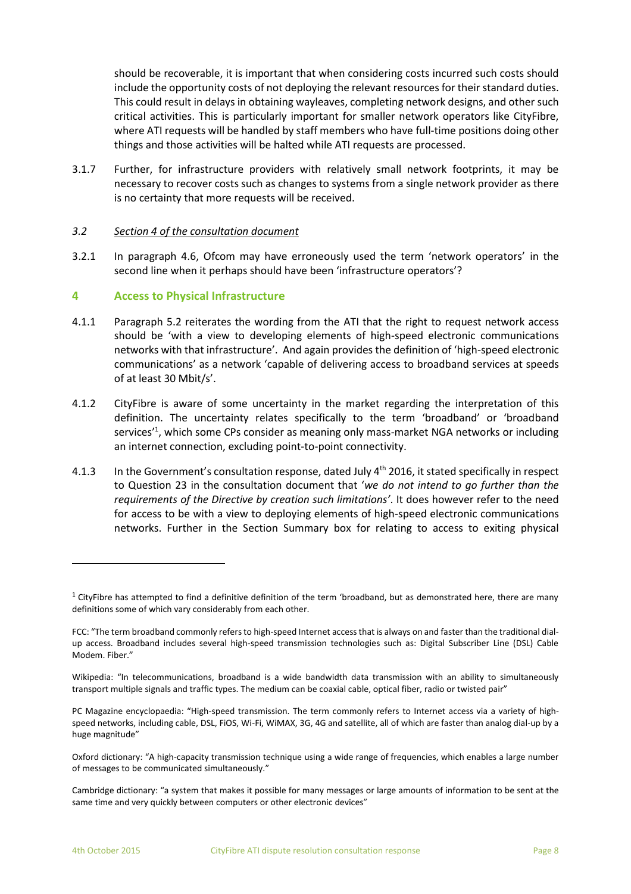should be recoverable, it is important that when considering costs incurred such costs should include the opportunity costs of not deploying the relevant resources for their standard duties. This could result in delays in obtaining wayleaves, completing network designs, and other such critical activities. This is particularly important for smaller network operators like CityFibre, where ATI requests will be handled by staff members who have full-time positions doing other things and those activities will be halted while ATI requests are processed.

3.1.7 Further, for infrastructure providers with relatively small network footprints, it may be necessary to recover costs such as changes to systems from a single network provider as there is no certainty that more requests will be received.

### *3.2 Section 4 of the consultation document*

3.2.1 In paragraph 4.6, Ofcom may have erroneously used the term 'network operators' in the second line when it perhaps should have been 'infrastructure operators'?

## 4 Access to Physical Infrastructure

4.1.1 Paragraph 5.2 reiterates the wording from the ATI that the right to request network access should be 'with a view to developing elements of high-speed electronic communications networks with that infrastructure'. And again provides the definition of 'high-speed electronic communications' as a network 'capable of delivering access to broadband services at speeds of at least 30 Mbit/s'.

4.1.2 CityFibre is aware of some uncertainty in the market regarding the interpretation of this definition. The uncertainty relates specifically to the term 'broadband' or 'broadband services'[1], which some CPs consider as meaning only mass-market NGA networks or including an internet connection, excluding point-to-point connectivity.

4.1.3 In the Government's consultation response, dated July 4th 2016, it stated specifically in respect to Question 23 in the consultation document that '*we do not intend to go further than the requirements of the Directive by creation such limitations'*. It does however refer to the need for access to be with a view to deploying elements of high-speed electronic communications networks. Further in the Section Summary box for relating to access to exiting physical

---

[1] CityFibre has attempted to find a definitive definition of the term 'broadband, but as demonstrated here, there are many definitions some of which vary considerably from each other.

FCC: "The term broadband commonly refers to high-speed Internet access that is always on and faster than the traditional dial-up access. Broadband includes several high-speed transmission technologies such as: Digital Subscriber Line (DSL) Cable Modem. Fiber."

Wikipedia: "In telecommunications, broadband is a wide bandwidth data transmission with an ability to simultaneously transport multiple signals and traffic types. The medium can be coaxial cable, optical fiber, radio or twisted pair"

PC Magazine encyclopaedia: "High-speed transmission. The term commonly refers to Internet access via a variety of high-speed networks, including cable, DSL, FiOS, Wi-Fi, WiMAX, 3G, 4G and satellite, all of which are faster than analog dial-up by a huge magnitude"

Oxford dictionary: "A high-capacity transmission technique using a wide range of frequencies, which enables a large number of messages to be communicated simultaneously."

Cambridge dictionary: "a system that makes it possible for many messages or large amounts of information to be sent at the same time and very quickly between computers or other electronic devices"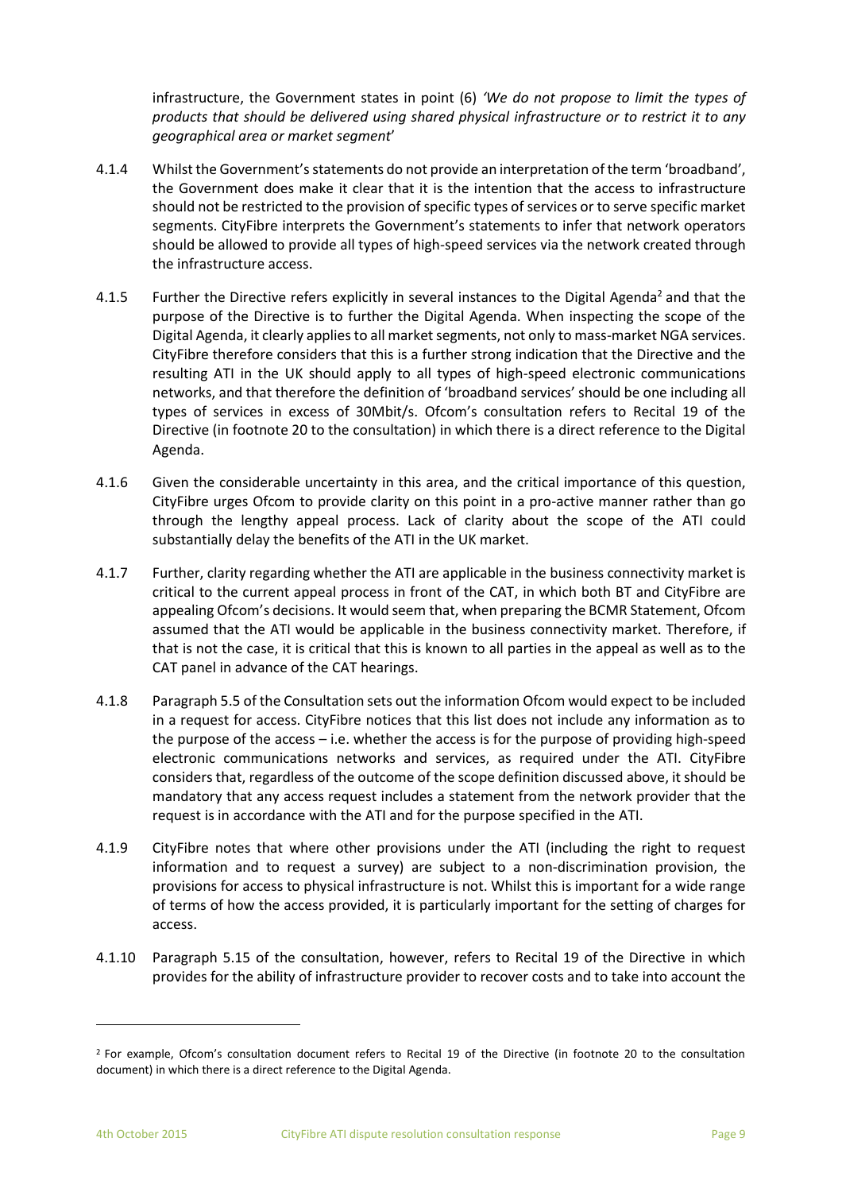infrastructure, the Government states in point (6) *'We do not propose to limit the types of products that should be delivered using shared physical infrastructure or to restrict it to any geographical area or market segment*'

4.1.4 Whilst the Government's statements do not provide an interpretation of the term 'broadband', the Government does make it clear that it is the intention that the access to infrastructure should not be restricted to the provision of specific types of services or to serve specific market segments. CityFibre interprets the Government's statements to infer that network operators should be allowed to provide all types of high-speed services via the network created through the infrastructure access.

4.1.5 Further the Directive refers explicitly in several instances to the Digital Agenda[2] and that the purpose of the Directive is to further the Digital Agenda. When inspecting the scope of the Digital Agenda, it clearly applies to all market segments, not only to mass-market NGA services. CityFibre therefore considers that this is a further strong indication that the Directive and the resulting ATI in the UK should apply to all types of high-speed electronic communications networks, and that therefore the definition of 'broadband services' should be one including all types of services in excess of 30Mbit/s. Ofcom's consultation refers to Recital 19 of the Directive (in footnote 20 to the consultation) in which there is a direct reference to the Digital Agenda.

4.1.6 Given the considerable uncertainty in this area, and the critical importance of this question, CityFibre urges Ofcom to provide clarity on this point in a pro-active manner rather than go through the lengthy appeal process. Lack of clarity about the scope of the ATI could substantially delay the benefits of the ATI in the UK market.

4.1.7 Further, clarity regarding whether the ATI are applicable in the business connectivity market is critical to the current appeal process in front of the CAT, in which both BT and CityFibre are appealing Ofcom's decisions. It would seem that, when preparing the BCMR Statement, Ofcom assumed that the ATI would be applicable in the business connectivity market. Therefore, if that is not the case, it is critical that this is known to all parties in the appeal as well as to the CAT panel in advance of the CAT hearings.

4.1.8 Paragraph 5.5 of the Consultation sets out the information Ofcom would expect to be included in a request for access. CityFibre notices that this list does not include any information as to the purpose of the access – i.e. whether the access is for the purpose of providing high-speed electronic communications networks and services, as required under the ATI. CityFibre considers that, regardless of the outcome of the scope definition discussed above, it should be mandatory that any access request includes a statement from the network provider that the request is in accordance with the ATI and for the purpose specified in the ATI.

4.1.9 CityFibre notes that where other provisions under the ATI (including the right to request information and to request a survey) are subject to a non-discrimination provision, the provisions for access to physical infrastructure is not. Whilst this is important for a wide range of terms of how the access provided, it is particularly important for the setting of charges for access.

4.1.10 Paragraph 5.15 of the consultation, however, refers to Recital 19 of the Directive in which provides for the ability of infrastructure provider to recover costs and to take into account the

[2] For example, Ofcom's consultation document refers to Recital 19 of the Directive (in footnote 20 to the consultation document) in which there is a direct reference to the Digital Agenda.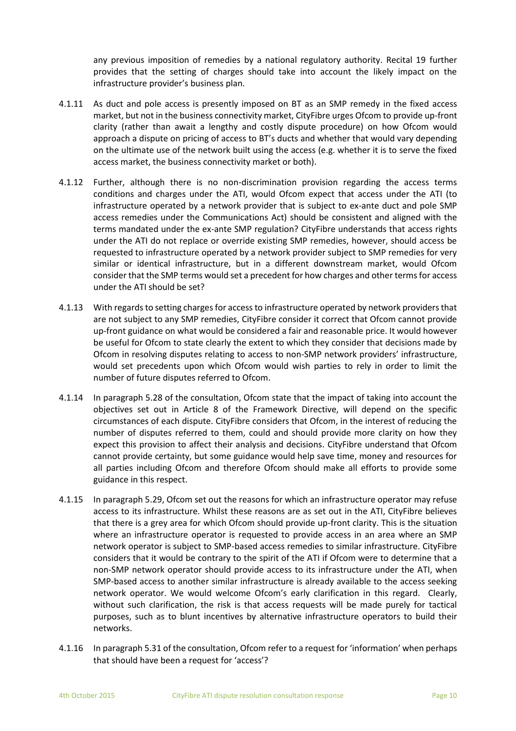any previous imposition of remedies by a national regulatory authority. Recital 19 further provides that the setting of charges should take into account the likely impact on the infrastructure provider's business plan.

4.1.11 As duct and pole access is presently imposed on BT as an SMP remedy in the fixed access market, but not in the business connectivity market, CityFibre urges Ofcom to provide up-front clarity (rather than await a lengthy and costly dispute procedure) on how Ofcom would approach a dispute on pricing of access to BT's ducts and whether that would vary depending on the ultimate use of the network built using the access (e.g. whether it is to serve the fixed access market, the business connectivity market or both).

4.1.12 Further, although there is no non-discrimination provision regarding the access terms conditions and charges under the ATI, would Ofcom expect that access under the ATI (to infrastructure operated by a network provider that is subject to ex-ante duct and pole SMP access remedies under the Communications Act) should be consistent and aligned with the terms mandated under the ex-ante SMP regulation? CityFibre understands that access rights under the ATI do not replace or override existing SMP remedies, however, should access be requested to infrastructure operated by a network provider subject to SMP remedies for very similar or identical infrastructure, but in a different downstream market, would Ofcom consider that the SMP terms would set a precedent for how charges and other terms for access under the ATI should be set?

4.1.13 With regards to setting charges for access to infrastructure operated by network providers that are not subject to any SMP remedies, CityFibre consider it correct that Ofcom cannot provide up-front guidance on what would be considered a fair and reasonable price. It would however be useful for Ofcom to state clearly the extent to which they consider that decisions made by Ofcom in resolving disputes relating to access to non-SMP network providers' infrastructure, would set precedents upon which Ofcom would wish parties to rely in order to limit the number of future disputes referred to Ofcom.

4.1.14 In paragraph 5.28 of the consultation, Ofcom state that the impact of taking into account the objectives set out in Article 8 of the Framework Directive, will depend on the specific circumstances of each dispute. CityFibre considers that Ofcom, in the interest of reducing the number of disputes referred to them, could and should provide more clarity on how they expect this provision to affect their analysis and decisions. CityFibre understand that Ofcom cannot provide certainty, but some guidance would help save time, money and resources for all parties including Ofcom and therefore Ofcom should make all efforts to provide some guidance in this respect.

4.1.15 In paragraph 5.29, Ofcom set out the reasons for which an infrastructure operator may refuse access to its infrastructure. Whilst these reasons are as set out in the ATI, CityFibre believes that there is a grey area for which Ofcom should provide up-front clarity. This is the situation where an infrastructure operator is requested to provide access in an area where an SMP network operator is subject to SMP-based access remedies to similar infrastructure. CityFibre considers that it would be contrary to the spirit of the ATI if Ofcom were to determine that a non-SMP network operator should provide access to its infrastructure under the ATI, when SMP-based access to another similar infrastructure is already available to the access seeking network operator. We would welcome Ofcom's early clarification in this regard. Clearly, without such clarification, the risk is that access requests will be made purely for tactical purposes, such as to blunt incentives by alternative infrastructure operators to build their networks.

4.1.16 In paragraph 5.31 of the consultation, Ofcom refer to a request for 'information' when perhaps that should have been a request for 'access'?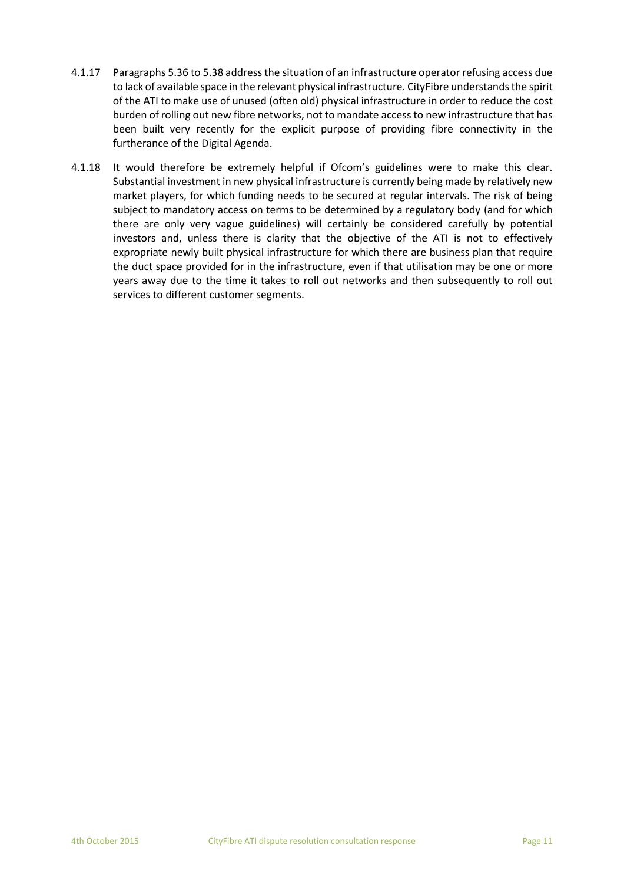4.1.17 Paragraphs 5.36 to 5.38 address the situation of an infrastructure operator refusing access due to lack of available space in the relevant physical infrastructure. CityFibre understands the spirit of the ATI to make use of unused (often old) physical infrastructure in order to reduce the cost burden of rolling out new fibre networks, not to mandate access to new infrastructure that has been built very recently for the explicit purpose of providing fibre connectivity in the furtherance of the Digital Agenda.

4.1.18 It would therefore be extremely helpful if Ofcom's guidelines were to make this clear. Substantial investment in new physical infrastructure is currently being made by relatively new market players, for which funding needs to be secured at regular intervals. The risk of being subject to mandatory access on terms to be determined by a regulatory body (and for which there are only very vague guidelines) will certainly be considered carefully by potential investors and, unless there is clarity that the objective of the ATI is not to effectively expropriate newly built physical infrastructure for which there are business plan that require the duct space provided for in the infrastructure, even if that utilisation may be one or more years away due to the time it takes to roll out networks and then subsequently to roll out services to different customer segments.